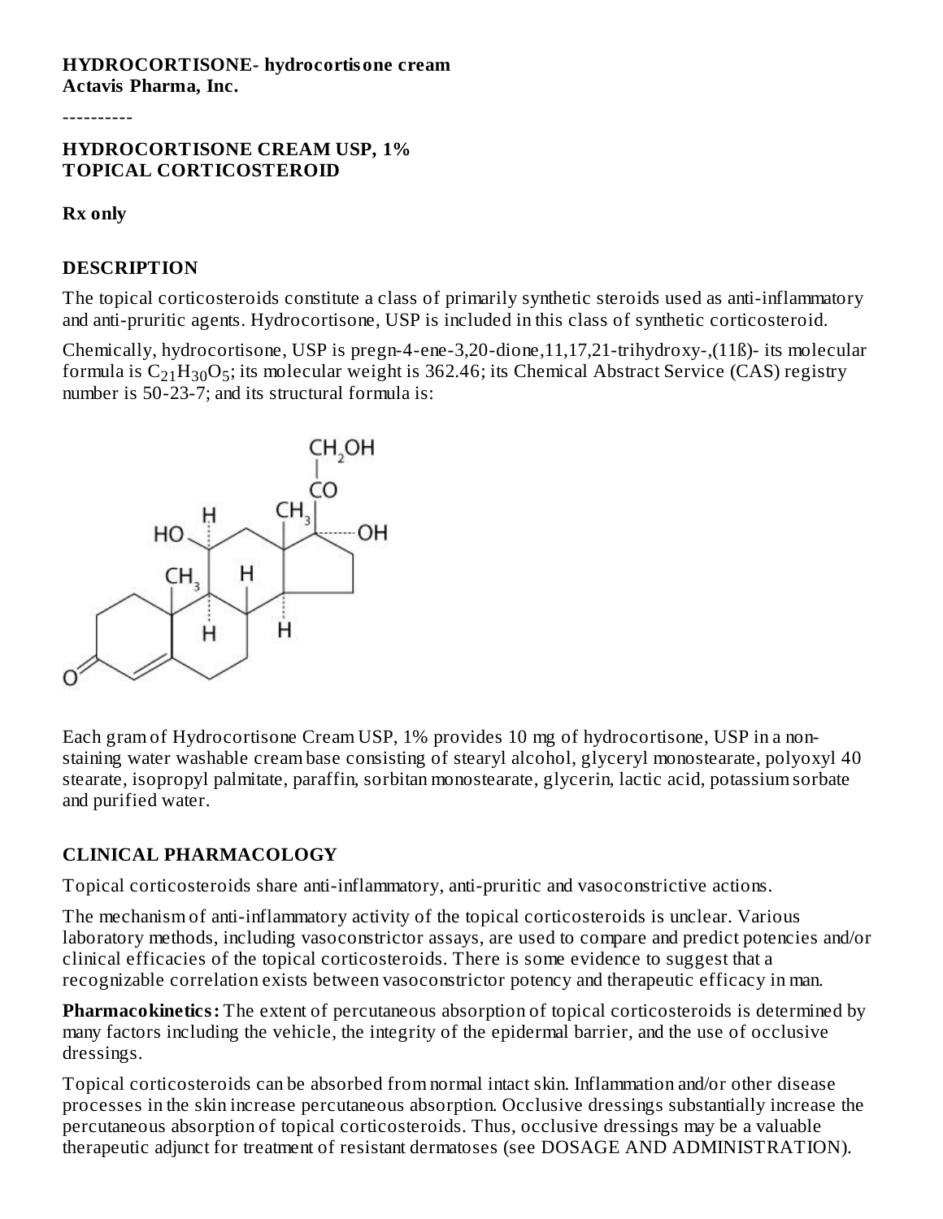**HYDROCORTISONE- hydrocortisone cream**
**Actavis Pharma, Inc.**

----------

**HYDROCORTISONE CREAM USP, 1%**
**TOPICAL CORTICOSTEROID**

**Rx only**

## DESCRIPTION

The topical corticosteroids constitute a class of primarily synthetic steroids used as anti-inflammatory and anti-pruritic agents. Hydrocortisone, USP is included in this class of synthetic corticosteroid.

Chemically, hydrocortisone, USP is pregn-4-ene-3,20-dione,11,17,21-trihydroxy-,(11ß)- its molecular formula is $C_{21}H_{30}O_5$; its molecular weight is 362.46; its Chemical Abstract Service (CAS) registry number is 50-23-7; and its structural formula is:

Each gram of Hydrocortisone Cream USP, 1% provides 10 mg of hydrocortisone, USP in a non-staining water washable cream base consisting of stearyl alcohol, glyceryl monostearate, polyoxyl 40 stearate, isopropyl palmitate, paraffin, sorbitan monostearate, glycerin, lactic acid, potassium sorbate and purified water.

## CLINICAL PHARMACOLOGY

Topical corticosteroids share anti-inflammatory, anti-pruritic and vasoconstrictive actions.

The mechanism of anti-inflammatory activity of the topical corticosteroids is unclear. Various laboratory methods, including vasoconstrictor assays, are used to compare and predict potencies and/or clinical efficacies of the topical corticosteroids. There is some evidence to suggest that a recognizable correlation exists between vasoconstrictor potency and therapeutic efficacy in man.

**Pharmacokinetics:** The extent of percutaneous absorption of topical corticosteroids is determined by many factors including the vehicle, the integrity of the epidermal barrier, and the use of occlusive dressings.

Topical corticosteroids can be absorbed from normal intact skin. Inflammation and/or other disease processes in the skin increase percutaneous absorption. Occlusive dressings substantially increase the percutaneous absorption of topical corticosteroids. Thus, occlusive dressings may be a valuable therapeutic adjunct for treatment of resistant dermatoses (see DOSAGE AND ADMINISTRATION).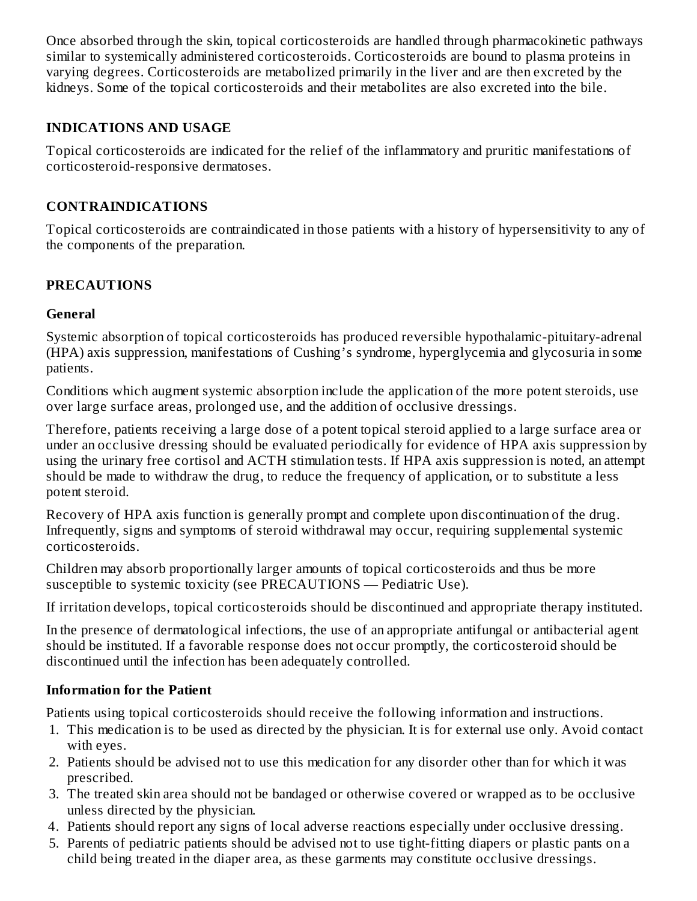Once absorbed through the skin, topical corticosteroids are handled through pharmacokinetic pathways similar to systemically administered corticosteroids. Corticosteroids are bound to plasma proteins in varying degrees. Corticosteroids are metabolized primarily in the liver and are then excreted by the kidneys. Some of the topical corticosteroids and their metabolites are also excreted into the bile.

## INDICATIONS AND USAGE

Topical corticosteroids are indicated for the relief of the inflammatory and pruritic manifestations of corticosteroid-responsive dermatoses.

## CONTRAINDICATIONS

Topical corticosteroids are contraindicated in those patients with a history of hypersensitivity to any of the components of the preparation.

## PRECAUTIONS

### General

Systemic absorption of topical corticosteroids has produced reversible hypothalamic-pituitary-adrenal (HPA) axis suppression, manifestations of Cushing's syndrome, hyperglycemia and glycosuria in some patients.

Conditions which augment systemic absorption include the application of the more potent steroids, use over large surface areas, prolonged use, and the addition of occlusive dressings.

Therefore, patients receiving a large dose of a potent topical steroid applied to a large surface area or under an occlusive dressing should be evaluated periodically for evidence of HPA axis suppression by using the urinary free cortisol and ACTH stimulation tests. If HPA axis suppression is noted, an attempt should be made to withdraw the drug, to reduce the frequency of application, or to substitute a less potent steroid.

Recovery of HPA axis function is generally prompt and complete upon discontinuation of the drug. Infrequently, signs and symptoms of steroid withdrawal may occur, requiring supplemental systemic corticosteroids.

Children may absorb proportionally larger amounts of topical corticosteroids and thus be more susceptible to systemic toxicity (see PRECAUTIONS — Pediatric Use).

If irritation develops, topical corticosteroids should be discontinued and appropriate therapy instituted.

In the presence of dermatological infections, the use of an appropriate antifungal or antibacterial agent should be instituted. If a favorable response does not occur promptly, the corticosteroid should be discontinued until the infection has been adequately controlled.

### Information for the Patient

Patients using topical corticosteroids should receive the following information and instructions.

1. This medication is to be used as directed by the physician. It is for external use only. Avoid contact with eyes.
2. Patients should be advised not to use this medication for any disorder other than for which it was prescribed.
3. The treated skin area should not be bandaged or otherwise covered or wrapped as to be occlusive unless directed by the physician.
4. Patients should report any signs of local adverse reactions especially under occlusive dressing.
5. Parents of pediatric patients should be advised not to use tight-fitting diapers or plastic pants on a child being treated in the diaper area, as these garments may constitute occlusive dressings.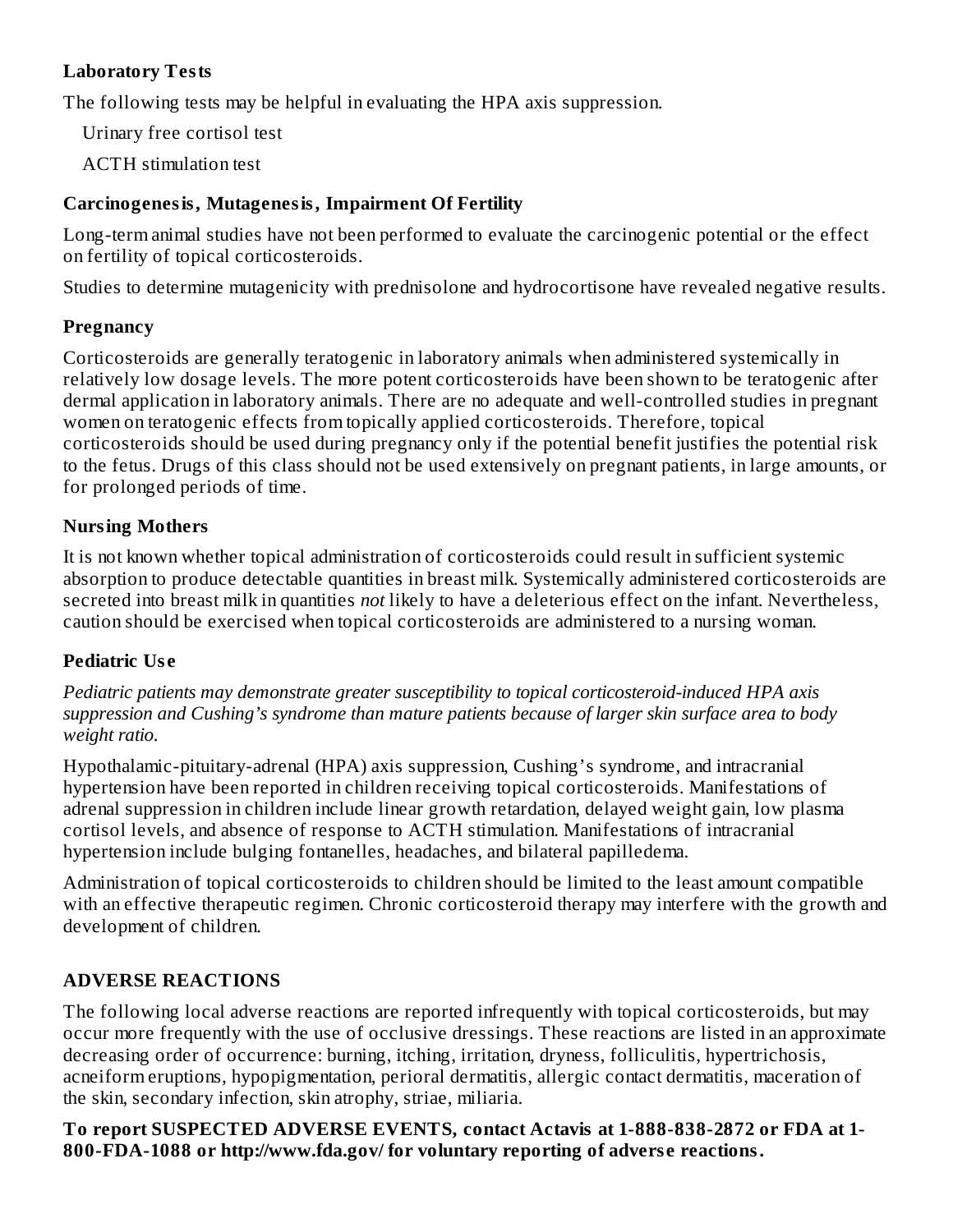### Laboratory Tests

The following tests may be helpful in evaluating the HPA axis suppression.

Urinary free cortisol test

ACTH stimulation test

### Carcinogenesis, Mutagenesis, Impairment Of Fertility

Long-term animal studies have not been performed to evaluate the carcinogenic potential or the effect on fertility of topical corticosteroids.

Studies to determine mutagenicity with prednisolone and hydrocortisone have revealed negative results.

### Pregnancy

Corticosteroids are generally teratogenic in laboratory animals when administered systemically in relatively low dosage levels. The more potent corticosteroids have been shown to be teratogenic after dermal application in laboratory animals. There are no adequate and well-controlled studies in pregnant women on teratogenic effects from topically applied corticosteroids. Therefore, topical corticosteroids should be used during pregnancy only if the potential benefit justifies the potential risk to the fetus. Drugs of this class should not be used extensively on pregnant patients, in large amounts, or for prolonged periods of time.

### Nursing Mothers

It is not known whether topical administration of corticosteroids could result in sufficient systemic absorption to produce detectable quantities in breast milk. Systemically administered corticosteroids are secreted into breast milk in quantities *not* likely to have a deleterious effect on the infant. Nevertheless, caution should be exercised when topical corticosteroids are administered to a nursing woman.

### Pediatric Use

*Pediatric patients may demonstrate greater susceptibility to topical corticosteroid-induced HPA axis suppression and Cushing's syndrome than mature patients because of larger skin surface area to body weight ratio.*

Hypothalamic-pituitary-adrenal (HPA) axis suppression, Cushing's syndrome, and intracranial hypertension have been reported in children receiving topical corticosteroids. Manifestations of adrenal suppression in children include linear growth retardation, delayed weight gain, low plasma cortisol levels, and absence of response to ACTH stimulation. Manifestations of intracranial hypertension include bulging fontanelles, headaches, and bilateral papilledema.

Administration of topical corticosteroids to children should be limited to the least amount compatible with an effective therapeutic regimen. Chronic corticosteroid therapy may interfere with the growth and development of children.

## ADVERSE REACTIONS

The following local adverse reactions are reported infrequently with topical corticosteroids, but may occur more frequently with the use of occlusive dressings. These reactions are listed in an approximate decreasing order of occurrence: burning, itching, irritation, dryness, folliculitis, hypertrichosis, acneiform eruptions, hypopigmentation, perioral dermatitis, allergic contact dermatitis, maceration of the skin, secondary infection, skin atrophy, striae, miliaria.

**To report SUSPECTED ADVERSE EVENTS, contact Actavis at 1-888-838-2872 or FDA at 1-800-FDA-1088 or http://www.fda.gov/ for voluntary reporting of adverse reactions.**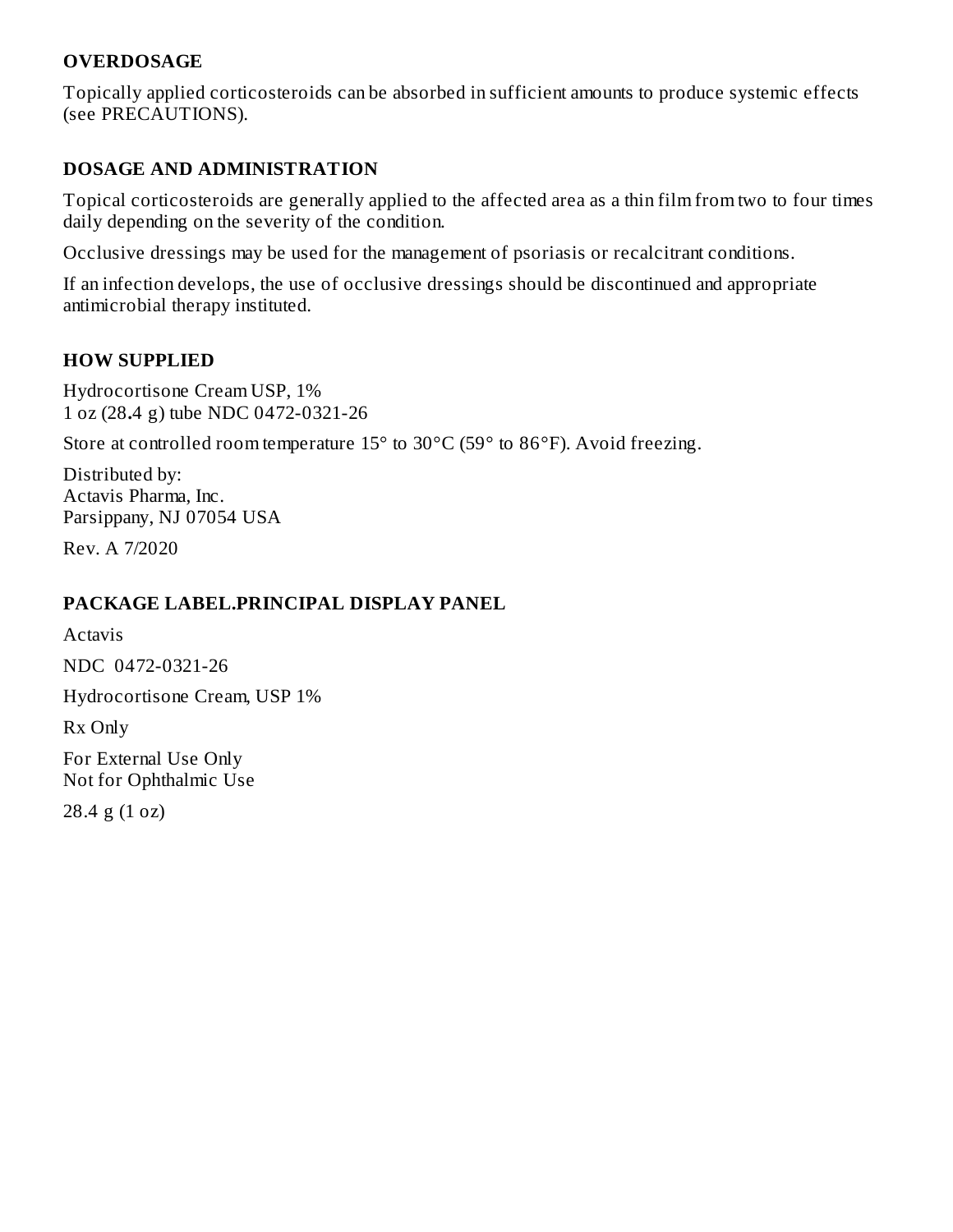## OVERDOSAGE

Topically applied corticosteroids can be absorbed in sufficient amounts to produce systemic effects (see PRECAUTIONS).

## DOSAGE AND ADMINISTRATION

Topical corticosteroids are generally applied to the affected area as a thin film from two to four times daily depending on the severity of the condition.

Occlusive dressings may be used for the management of psoriasis or recalcitrant conditions.

If an infection develops, the use of occlusive dressings should be discontinued and appropriate antimicrobial therapy instituted.

## HOW SUPPLIED

Hydrocortisone Cream USP, 1%
1 oz (28.4 g) tube NDC 0472-0321-26

Store at controlled room temperature 15° to 30°C (59° to 86°F). Avoid freezing.

Distributed by:
Actavis Pharma, Inc.
Parsippany, NJ 07054 USA

Rev. A 7/2020

## PACKAGE LABEL.PRINCIPAL DISPLAY PANEL

Actavis

NDC 0472-0321-26

Hydrocortisone Cream, USP 1%

Rx Only

For External Use Only
Not for Ophthalmic Use

28.4 g (1 oz)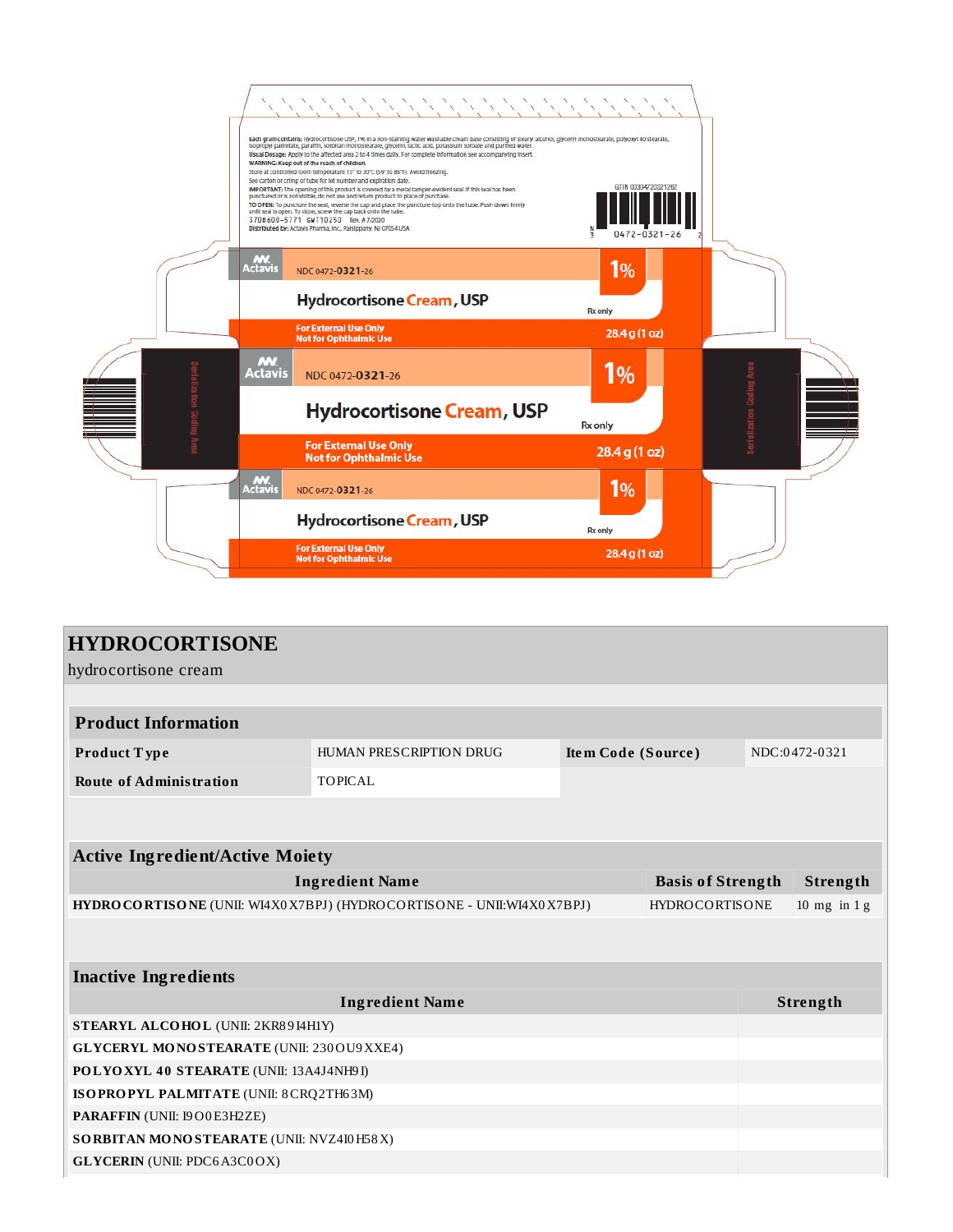Each gram contains: Hydrocortisone USP, 1% in a non-staining water washable cream base consisting of stearyl alcohol, glyceryl monostearate, polyoxyl 40 stearate, isopropyl palmitate, paraffin, sorbitan monostearate, glycerin, lactic acid, potassium sorbate and purified water.

Usual Dosage: Apply to the affected area 2 to 4 times daily. For complete information see accompanying insert.

WARNING: Keep out of the reach of children.

Store at controlled room temperature 15° to 30°C (59° to 86°F). Avoid freezing.

See carton or crimp of tube for lot number and expiration date.

IMPORTANT: The opening of this product is covered by a metal tamper-evident seal. If this seal has been punctured or is not visible, do not use and return product to place of purchase.

TO OPEN: To puncture the seal, reverse the cap and place the puncture-top onto the tube. Push down firmly until seal is open. To close, screw the cap back onto the tube.

3708600-5771 GW710250 Rev. A 7/2020

Distributed by: Actavis Pharma, Inc., Parsippany, NJ 07054 USA

GTIN 00304720321262

N 3 0472-0321-26 2

Actavis NDC 0472-**0321**-26

**Hydrocortisone Cream, USP**

**1%**

Rx only

**For External Use Only**
**Not for Ophthalmic Use**

**28.4 g (1 oz)**

Serialization Coding Area

# HYDROCORTISONE

hydrocortisone cream

| Product Information | | | |
|---|---|---|---|
| **Product Type** | HUMAN PRESCRIPTION DRUG | **Item Code (Source)** | NDC:0472-0321 |
| **Route of Administration** | TOPICAL | | |

| Active Ingredient/Active Moiety | | |
|---|---|---|
| **Ingredient Name** | **Basis of Strength** | **Strength** |
| **HYDROCORTISONE** (UNII: WI4X0X7BPJ) (HYDROCORTISONE - UNII:WI4X0X7BPJ) | HYDROCORTISONE | 10 mg in 1 g |

| Inactive Ingredients | |
|---|---|
| **Ingredient Name** | **Strength** |
| **STEARYL ALCOHOL** (UNII: 2KR89I4H1Y) | |
| **GLYCERYL MONOSTEARATE** (UNII: 230OU9XXE4) | |
| **POLYOXYL 40 STEARATE** (UNII: 13A4J4NH9I) | |
| **ISOPROPYL PALMITATE** (UNII: 8CRQ2TH63M) | |
| **PARAFFIN** (UNII: I9O0E3H2ZE) | |
| **SORBITAN MONOSTEARATE** (UNII: NVZ4I0H58X) | |
| **GLYCERIN** (UNII: PDC6A3C0OX) | |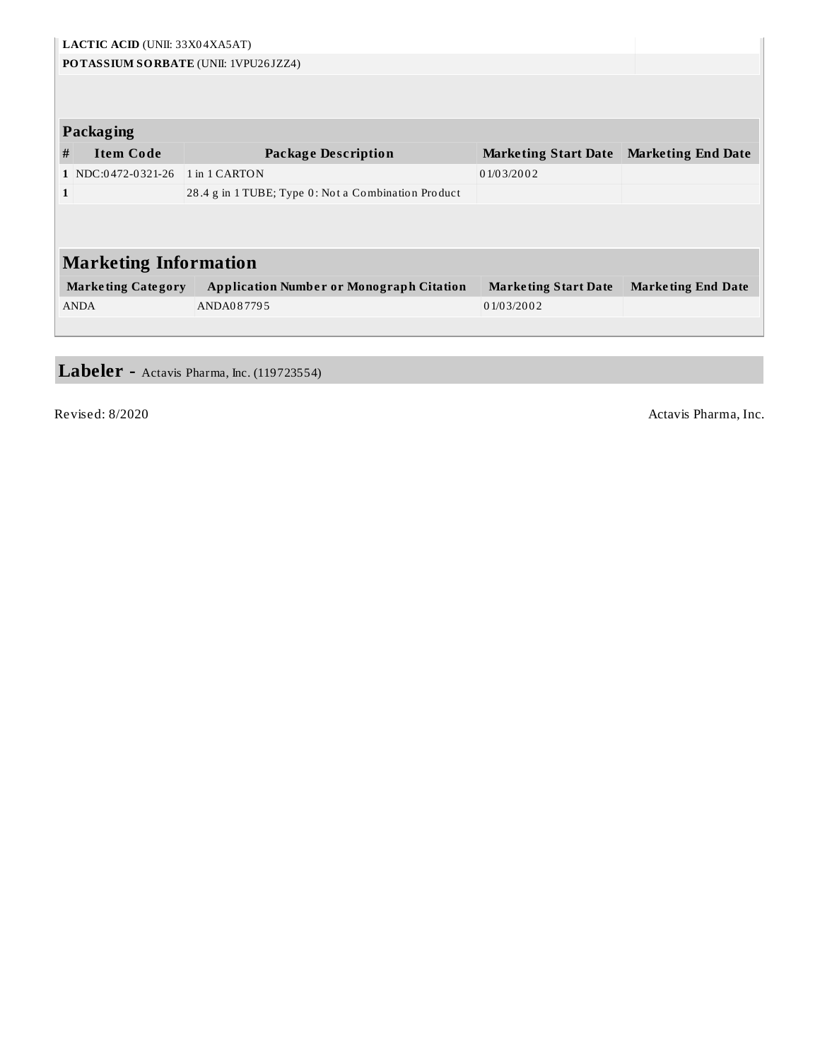| | |
|---|---|
| **LACTIC ACID** (UNII: 33X04XA5AT) | |
| **POTASSIUM SORBATE** (UNII: 1VPU26JZZ4) | |

### Packaging

| # | Item Code | Package Description | Marketing Start Date | Marketing End Date |
|---|---|---|---|---|
| 1 | NDC:0472-0321-26 | 1 in 1 CARTON | 01/03/2002 | |
| 1 | | 28.4 g in 1 TUBE; Type 0: Not a Combination Product | | |

## Marketing Information

| Marketing Category | Application Number or Monograph Citation | Marketing Start Date | Marketing End Date |
|---|---|---|---|
| ANDA | ANDA087795 | 01/03/2002 | |

## Labeler - Actavis Pharma, Inc. (119723554)

Revised: 8/2020

Actavis Pharma, Inc.